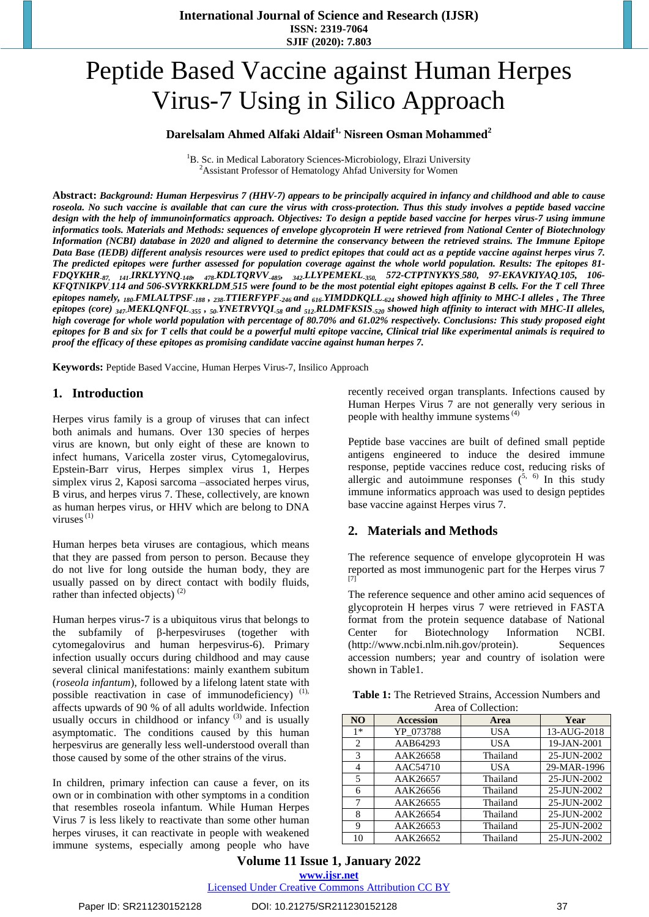# Peptide Based Vaccine against Human Herpes Virus-7 Using in Silico Approach

**Darelsalam Ahmed Alfaki Aldaif[1], Nisreen Osman Mohammed[2]**

[1]B. Sc. in Medical Laboratory Sciences-Microbiology, Elrazi University
[2]Assistant Professor of Hematology Ahfad University for Women

**Abstract:** ***Background: Human Herpesvirus 7 (HHV-7) appears to be principally acquired in infancy and childhood and able to cause roseola. No such vaccine is available that can cure the virus with cross-protection. Thus this study involves a peptide based vaccine design with the help of immunoinformatics approach. Objectives: To design a peptide based vaccine for herpes virus-7 using immune informatics tools. Materials and Methods: sequences of envelope glycoprotein H were retrieved from National Center of Biotechnology Information (NCBI) database in 2020 and aligned to determine the conservancy between the retrieved strains. The Immune Epitope Data Base (IEDB) different analysis resources were used to predict epitopes that could act as a peptide vaccine against herpes virus 7. The predicted epitopes were further assessed for population coverage against the whole world population. Results: The epitopes 81-FDQYKHR-87, 141-IRKLYYNQ-148, 478-KDLTQRVV-485, 342-LLYPEMEKL-350, 572-CTPTNYKYS 580, 97-EKAVKIYAQ 105, 106-KFQTNIKPV 114 and 506-SVYRKKRLDM 515 were found to be the most potential eight epitopes against B cells. For the T cell Three epitopes namely, 180-FMLALTPSF-188 , 238-TTIERFYPF-246 and 616-YIMDDKQLL-624 showed high affinity to MHC-I alleles , The Three epitopes (core) 347-MEKLQNFQL-355 , 50-YNETRVYQI-58 and 512-RLDMFKSIS-520 showed high affinity to interact with MHC-II alleles, high coverage for whole world population with percentage of 90.70% and 61.02% respectively. Conclusions: This study proposed eight epitopes for B and six for T cells that could be a powerful multi epitope vaccine, Clinical trial like experimental animals is required to proof the efficacy of these epitopes as promising candidate vaccine against human herpes 7.***

**Keywords:** Peptide Based Vaccine, Human Herpes Virus-7, Insilico Approach

## 1. Introduction

Herpes virus family is a group of viruses that can infect both animals and humans. Over 130 species of herpes virus are known, but only eight of these are known to infect humans, Varicella zoster virus, Cytomegalovirus, Epstein-Barr virus, Herpes simplex virus 1, Herpes simplex virus 2, Kaposi sarcoma –associated herpes virus, B virus, and herpes virus 7. These, collectively, are known as human herpes virus, or HHV which are belong to DNA viruses [1]

Human herpes beta viruses are contagious, which means that they are passed from person to person. Because they do not live for long outside the human body, they are usually passed on by direct contact with bodily fluids, rather than infected objects) [2]

Human herpes virus-7 is a ubiquitous virus that belongs to the subfamily of β-herpesviruses (together with cytomegalovirus and human herpesvirus-6). Primary infection usually occurs during childhood and may cause several clinical manifestations: mainly exanthem subitum (*roseola infantum*), followed by a lifelong latent state with possible reactivation in case of immunodeficiency) [1], affects upwards of 90 % of all adults worldwide. Infection usually occurs in childhood or infancy [3] and is usually asymptomatic. The conditions caused by this human herpesvirus are generally less well-understood overall than those caused by some of the other strains of the virus.

In children, primary infection can cause a fever, on its own or in combination with other symptoms in a condition that resembles roseola infantum. While Human Herpes Virus 7 is less likely to reactivate than some other human herpes viruses, it can reactivate in people with weakened immune systems, especially among people who have recently received organ transplants. Infections caused by Human Herpes Virus 7 are not generally very serious in people with healthy immune systems [4]

Peptide base vaccines are built of defined small peptide antigens engineered to induce the desired immune response, peptide vaccines reduce cost, reducing risks of allergic and autoimmune responses ([5, 6]) In this study immune informatics approach was used to design peptides base vaccine against Herpes virus 7.

## 2. Materials and Methods

The reference sequence of envelope glycoprotein H was reported as most immunogenic part for the Herpes virus 7 [7]

The reference sequence and other amino acid sequences of glycoprotein H herpes virus 7 were retrieved in FASTA format from the protein sequence database of National Center for Biotechnology Information NCBI. (http://www.ncbi.nlm.nih.gov/protein). Sequences accession numbers; year and country of isolation were shown in Table1.

**Table 1:** The Retrieved Strains, Accession Numbers and Area of Collection:

| NO | Accession | Area | Year |
|---|---|---|---|
| 1* | YP_073788 | USA | 13-AUG-2018 |
| 2 | AAB64293 | USA | 19-JAN-2001 |
| 3 | AAK26658 | Thailand | 25-JUN-2002 |
| 4 | AAC54710 | USA | 29-MAR-1996 |
| 5 | AAK26657 | Thailand | 25-JUN-2002 |
| 6 | AAK26656 | Thailand | 25-JUN-2002 |
| 7 | AAK26655 | Thailand | 25-JUN-2002 |
| 8 | AAK26654 | Thailand | 25-JUN-2002 |
| 9 | AAK26653 | Thailand | 25-JUN-2002 |
| 10 | AAK26652 | Thailand | 25-JUN-2002 |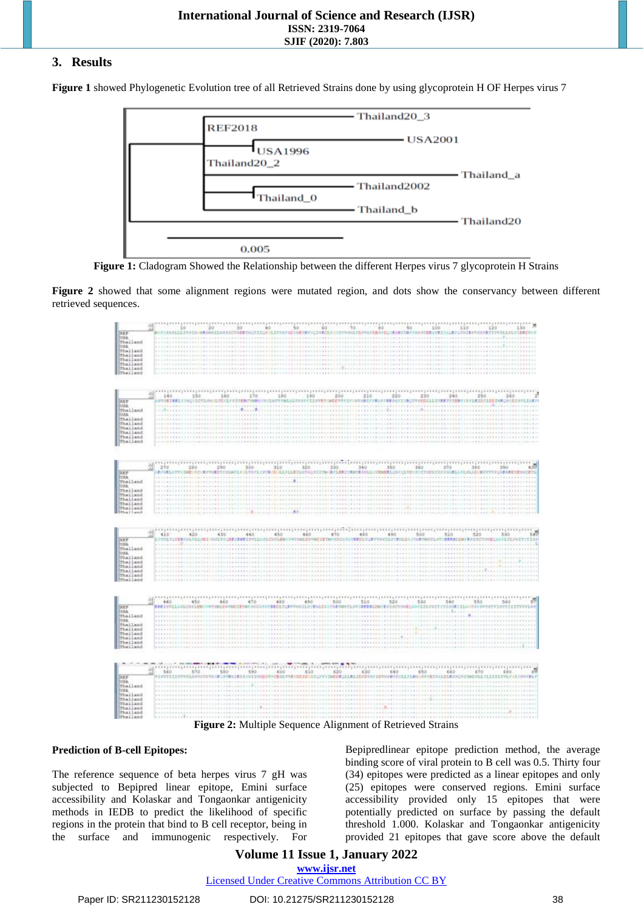## 3. Results

**Figure 1** showed Phylogenetic Evolution tree of all Retrieved Strains done by using glycoprotein H OF Herpes virus 7

**Figure 1:** Cladogram Showed the Relationship between the different Herpes virus 7 glycoprotein H Strains

**Figure 2** showed that some alignment regions were mutated region, and dots show the conservancy between different retrieved sequences.

**Figure 2:** Multiple Sequence Alignment of Retrieved Strains

**Prediction of B-cell Epitopes:**

The reference sequence of beta herpes virus 7 gH was subjected to Bepipred linear epitope, Emini surface accessibility and Kolaskar and Tongaonkar antigenicity methods in IEDB to predict the likelihood of specific regions in the protein that bind to B cell receptor, being in the surface and immunogenic respectively. For Bepipredlinear epitope prediction method, the average binding score of viral protein to B cell was 0.5. Thirty four (34) epitopes were predicted as a linear epitopes and only (25) epitopes were conserved regions. Emini surface accessibility provided only 15 epitopes that were potentially predicted on surface by passing the default threshold 1.000. Kolaskar and Tongaonkar antigenicity provided 21 epitopes that gave score above the default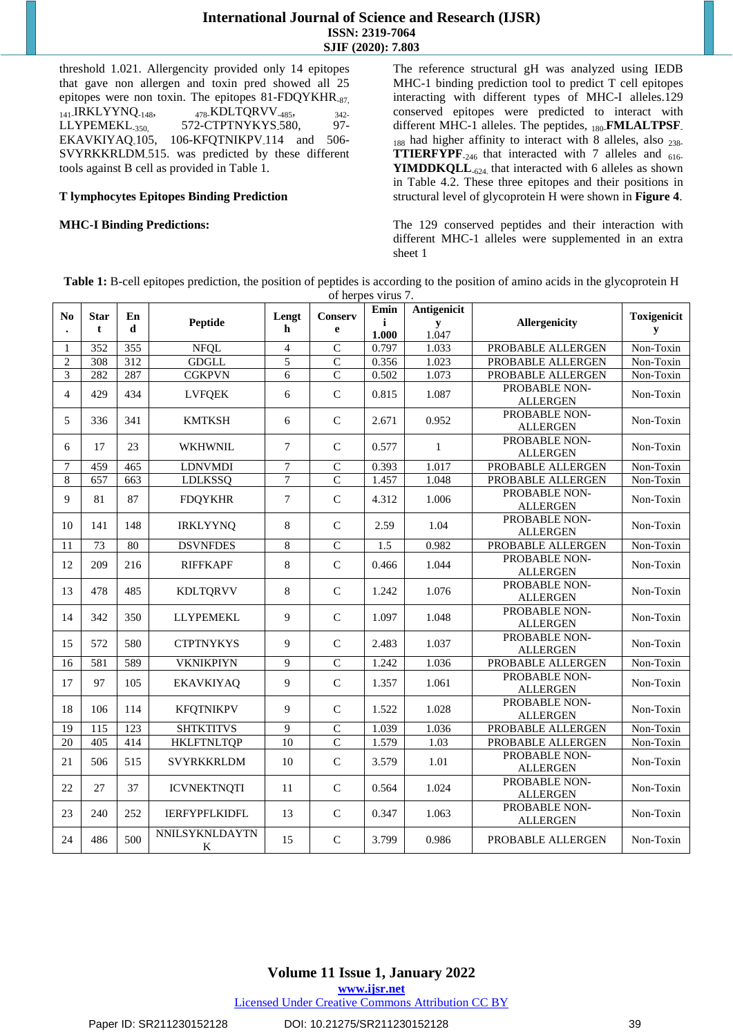threshold 1.021. Allergencity provided only 14 epitopes that gave non allergen and toxin pred showed all 25 epitopes were non toxin. The epitopes 81-FDQYKHR-87, 141-IRKLYYNQ-148, 478-KDLTQRVV-485, 342-LLYPEMEKL-350, 572-CTPTNYKYS-580, 97-EKAVKIYAQ-105, 106-KFQTNIKPV-114 and 506-SVYRKKRLDM-515. was predicted by these different tools against B cell as provided in Table 1.

**T lymphocytes Epitopes Binding Prediction**

**MHC-I Binding Predictions:**

The reference structural gH was analyzed using IEDB MHC-1 binding prediction tool to predict T cell epitopes interacting with different types of MHC-I alleles.129 conserved epitopes were predicted to interact with different MHC-1 alleles. The peptides, 180-**FMLALTPSF**-188 had higher affinity to interact with 8 alleles, also 238-**TTIERFYPF**-246 that interacted with 7 alleles and 616-**YIMDDKQLL**-624 that interacted with 6 alleles as shown in Table 4.2. These three epitopes and their positions in structural level of glycoprotein H were shown in **Figure 4**.

The 129 conserved peptides and their interaction with different MHC-1 alleles were supplemented in an extra sheet 1

**Table 1:** B-cell epitopes prediction, the position of peptides is according to the position of amino acids in the glycoprotein H of herpes virus 7.

| No. | Start | End | Peptide | Length | Conserve | Emini 1.000 | Antigenicity 1.047 | Allergenicity | Toxigenicity |
|---|---|---|---|---|---|---|---|---|---|
| 1 | 352 | 355 | NFQL | 4 | C | 0.797 | 1.033 | PROBABLE ALLERGEN | Non-Toxin |
| 2 | 308 | 312 | GDGLL | 5 | C | 0.356 | 1.023 | PROBABLE ALLERGEN | Non-Toxin |
| 3 | 282 | 287 | CGKPVN | 6 | C | 0.502 | 1.073 | PROBABLE ALLERGEN | Non-Toxin |
| 4 | 429 | 434 | LVFQEK | 6 | C | 0.815 | 1.087 | PROBABLE NON-ALLERGEN | Non-Toxin |
| 5 | 336 | 341 | KMTKSH | 6 | C | 2.671 | 0.952 | PROBABLE NON-ALLERGEN | Non-Toxin |
| 6 | 17 | 23 | WKHWNIL | 7 | C | 0.577 | 1 | PROBABLE NON-ALLERGEN | Non-Toxin |
| 7 | 459 | 465 | LDNVMDI | 7 | C | 0.393 | 1.017 | PROBABLE ALLERGEN | Non-Toxin |
| 8 | 657 | 663 | LDLKSSQ | 7 | C | 1.457 | 1.048 | PROBABLE ALLERGEN | Non-Toxin |
| 9 | 81 | 87 | FDQYKHR | 7 | C | 4.312 | 1.006 | PROBABLE NON-ALLERGEN | Non-Toxin |
| 10 | 141 | 148 | IRKLYYNQ | 8 | C | 2.59 | 1.04 | PROBABLE NON-ALLERGEN | Non-Toxin |
| 11 | 73 | 80 | DSVNFDES | 8 | C | 1.5 | 0.982 | PROBABLE ALLERGEN | Non-Toxin |
| 12 | 209 | 216 | RIFFKAPF | 8 | C | 0.466 | 1.044 | PROBABLE NON-ALLERGEN | Non-Toxin |
| 13 | 478 | 485 | KDLTQRVV | 8 | C | 1.242 | 1.076 | PROBABLE NON-ALLERGEN | Non-Toxin |
| 14 | 342 | 350 | LLYPEMEKL | 9 | C | 1.097 | 1.048 | PROBABLE NON-ALLERGEN | Non-Toxin |
| 15 | 572 | 580 | CTPTNYKYS | 9 | C | 2.483 | 1.037 | PROBABLE NON-ALLERGEN | Non-Toxin |
| 16 | 581 | 589 | VKNIKPIYN | 9 | C | 1.242 | 1.036 | PROBABLE ALLERGEN | Non-Toxin |
| 17 | 97 | 105 | EKAVKIYAQ | 9 | C | 1.357 | 1.061 | PROBABLE NON-ALLERGEN | Non-Toxin |
| 18 | 106 | 114 | KFQTNIKPV | 9 | C | 1.522 | 1.028 | PROBABLE NON-ALLERGEN | Non-Toxin |
| 19 | 115 | 123 | SHTKTITVS | 9 | C | 1.039 | 1.036 | PROBABLE ALLERGEN | Non-Toxin |
| 20 | 405 | 414 | HKLFTNLTQP | 10 | C | 1.579 | 1.03 | PROBABLE ALLERGEN | Non-Toxin |
| 21 | 506 | 515 | SVYRKKRLDM | 10 | C | 3.579 | 1.01 | PROBABLE NON-ALLERGEN | Non-Toxin |
| 22 | 27 | 37 | ICVNEKTNQTI | 11 | C | 0.564 | 1.024 | PROBABLE NON-ALLERGEN | Non-Toxin |
| 23 | 240 | 252 | IERFYPFLKIDFL | 13 | C | 0.347 | 1.063 | PROBABLE NON-ALLERGEN | Non-Toxin |
| 24 | 486 | 500 | NNILSYKNLDAYTNK | 15 | C | 3.799 | 0.986 | PROBABLE ALLERGEN | Non-Toxin |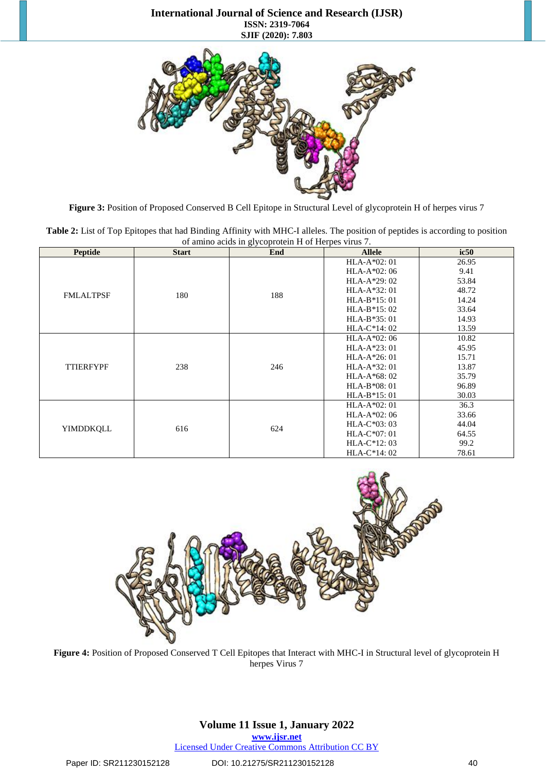**Figure 3:** Position of Proposed Conserved B Cell Epitope in Structural Level of glycoprotein H of herpes virus 7

**Table 2:** List of Top Epitopes that had Binding Affinity with MHC-I alleles. The position of peptides is according to position of amino acids in glycoprotein H of Herpes virus 7.

| Peptide | Start | End | Allele | ic50 |
|---|---|---|---|---|
| FMLALTPSF | 180 | 188 | HLA-A*02: 01 | 26.95 |
| | | | HLA-A*02: 06 | 9.41 |
| | | | HLA-A*29: 02 | 53.84 |
| | | | HLA-A*32: 01 | 48.72 |
| | | | HLA-B*15: 01 | 14.24 |
| | | | HLA-B*15: 02 | 33.64 |
| | | | HLA-B*35: 01 | 14.93 |
| | | | HLA-C*14: 02 | 13.59 |
| TTIERFYPF | 238 | 246 | HLA-A*02: 06 | 10.82 |
| | | | HLA-A*23: 01 | 45.95 |
| | | | HLA-A*26: 01 | 15.71 |
| | | | HLA-A*32: 01 | 13.87 |
| | | | HLA-A*68: 02 | 35.79 |
| | | | HLA-B*08: 01 | 96.89 |
| | | | HLA-B*15: 01 | 30.03 |
| YIMDDKQLL | 616 | 624 | HLA-A*02: 01 | 36.3 |
| | | | HLA-A*02: 06 | 33.66 |
| | | | HLA-C*03: 03 | 44.04 |
| | | | HLA-C*07: 01 | 64.55 |
| | | | HLA-C*12: 03 | 99.2 |
| | | | HLA-C*14: 02 | 78.61 |

**Figure 4:** Position of Proposed Conserved T Cell Epitopes that Interact with MHC-I in Structural level of glycoprotein H herpes Virus 7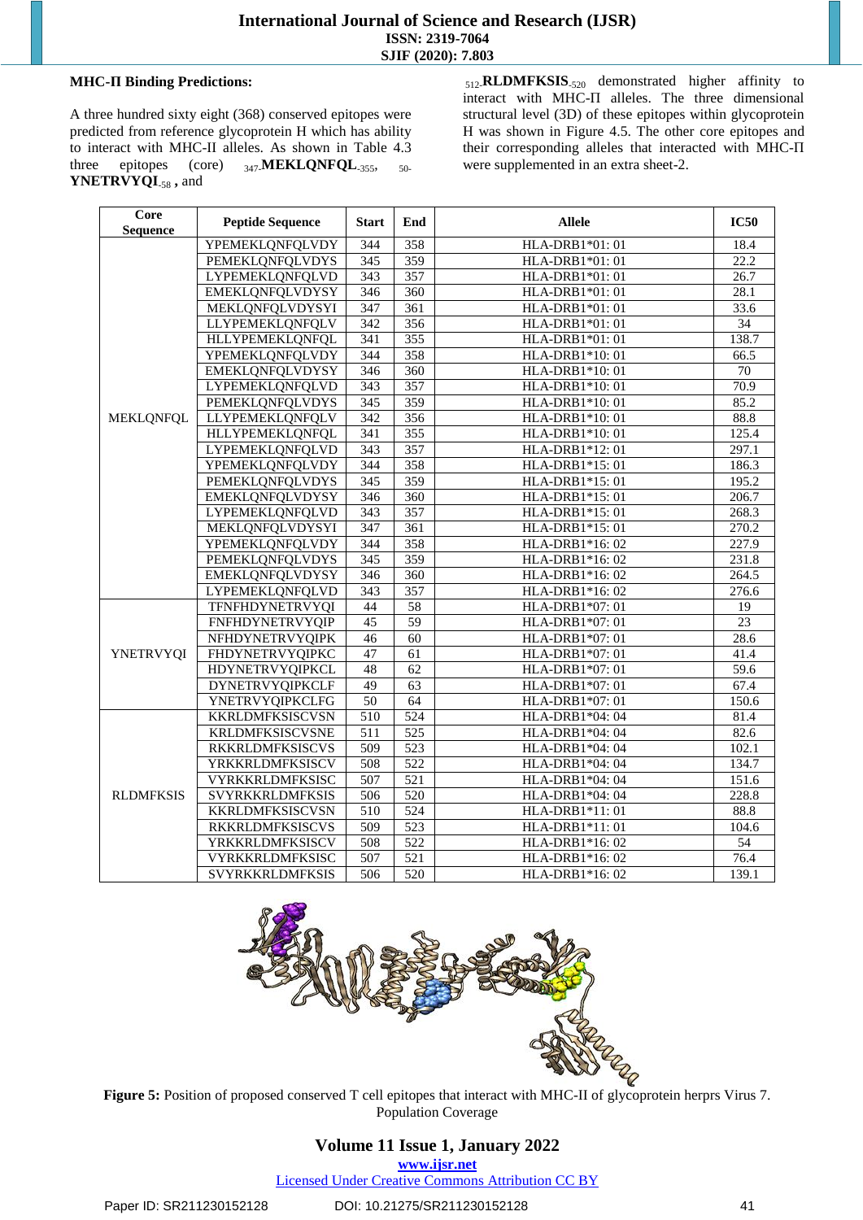**MHC-Π Binding Predictions:**

A three hundred sixty eight (368) conserved epitopes were predicted from reference glycoprotein H which has ability to interact with MHC-II alleles. As shown in Table 4.3 three epitopes (core) $_{347}$-**MEKLQNFQL**-$_{355}$, $_{50}$-**YNETRVYQI**-$_{58}$ , and $_{512}$-**RLDMFKSIS**-$_{520}$ demonstrated higher affinity to interact with MHC-Π alleles. The three dimensional structural level (3D) of these epitopes within glycoprotein H was shown in Figure 4.5. The other core epitopes and their corresponding alleles that interacted with MHC-Π were supplemented in an extra sheet-2.

| Core Sequence | Peptide Sequence | Start | End | Allele | IC50 |
|---|---|---|---|---|---|
| MEKLQNFQL | YPEMEKLQNFQLVDY | 344 | 358 | HLA-DRB1*01: 01 | 18.4 |
| | PEMEKLQNFQLVDYS | 345 | 359 | HLA-DRB1*01: 01 | 22.2 |
| | LYPEMEKLQNFQLVD | 343 | 357 | HLA-DRB1*01: 01 | 26.7 |
| | EMEKLQNFQLVDYSY | 346 | 360 | HLA-DRB1*01: 01 | 28.1 |
| | MEKLQNFQLVDYSYI | 347 | 361 | HLA-DRB1*01: 01 | 33.6 |
| | LLYPEMEKLQNFQLV | 342 | 356 | HLA-DRB1*01: 01 | 34 |
| | HLLYPEMEKLQNFQL | 341 | 355 | HLA-DRB1*01: 01 | 138.7 |
| | YPEMEKLQNFQLVDY | 344 | 358 | HLA-DRB1*10: 01 | 66.5 |
| | EMEKLQNFQLVDYSY | 346 | 360 | HLA-DRB1*10: 01 | 70 |
| | LYPEMEKLQNFQLVD | 343 | 357 | HLA-DRB1*10: 01 | 70.9 |
| | PEMEKLQNFQLVDYS | 345 | 359 | HLA-DRB1*10: 01 | 85.2 |
| | LLYPEMEKLQNFQLV | 342 | 356 | HLA-DRB1*10: 01 | 88.8 |
| | HLLYPEMEKLQNFQL | 341 | 355 | HLA-DRB1*10: 01 | 125.4 |
| | LYPEMEKLQNFQLVD | 343 | 357 | HLA-DRB1*12: 01 | 297.1 |
| | YPEMEKLQNFQLVDY | 344 | 358 | HLA-DRB1*15: 01 | 186.3 |
| | PEMEKLQNFQLVDYS | 345 | 359 | HLA-DRB1*15: 01 | 195.2 |
| | EMEKLQNFQLVDYSY | 346 | 360 | HLA-DRB1*15: 01 | 206.7 |
| | LYPEMEKLQNFQLVD | 343 | 357 | HLA-DRB1*15: 01 | 268.3 |
| | MEKLQNFQLVDYSYI | 347 | 361 | HLA-DRB1*15: 01 | 270.2 |
| | YPEMEKLQNFQLVDY | 344 | 358 | HLA-DRB1*16: 02 | 227.9 |
| | PEMEKLQNFQLVDYS | 345 | 359 | HLA-DRB1*16: 02 | 231.8 |
| | EMEKLQNFQLVDYSY | 346 | 360 | HLA-DRB1*16: 02 | 264.5 |
| | LYPEMEKLQNFQLVD | 343 | 357 | HLA-DRB1*16: 02 | 276.6 |
| YNETRVYQI | TFNFHDYNETRVYQI | 44 | 58 | HLA-DRB1*07: 01 | 19 |
| | FNFHDYNETRVYQIP | 45 | 59 | HLA-DRB1*07: 01 | 23 |
| | NFHDYNETRVYQIPK | 46 | 60 | HLA-DRB1*07: 01 | 28.6 |
| | FHDYNETRVYQIPKC | 47 | 61 | HLA-DRB1*07: 01 | 41.4 |
| | HDYNETRVYQIPKCL | 48 | 62 | HLA-DRB1*07: 01 | 59.6 |
| | DYNETRVYQIPKCLF | 49 | 63 | HLA-DRB1*07: 01 | 67.4 |
| | YNETRVYQIPKCLFG | 50 | 64 | HLA-DRB1*07: 01 | 150.6 |
| RLDMFKSIS | KKRLDMFKSISCVSN | 510 | 524 | HLA-DRB1*04: 04 | 81.4 |
| | KRLDMFKSISCVSNE | 511 | 525 | HLA-DRB1*04: 04 | 82.6 |
| | RKKRLDMFKSISCVS | 509 | 523 | HLA-DRB1*04: 04 | 102.1 |
| | YRKKRLDMFKSISCV | 508 | 522 | HLA-DRB1*04: 04 | 134.7 |
| | VYRKKRLDMFKSISC | 507 | 521 | HLA-DRB1*04: 04 | 151.6 |
| | SVYRKKRLDMFKSIS | 506 | 520 | HLA-DRB1*04: 04 | 228.8 |
| | KKRLDMFKSISCVSN | 510 | 524 | HLA-DRB1*11: 01 | 88.8 |
| | RKKRLDMFKSISCVS | 509 | 523 | HLA-DRB1*11: 01 | 104.6 |
| | YRKKRLDMFKSISCV | 508 | 522 | HLA-DRB1*16: 02 | 54 |
| | VYRKKRLDMFKSISC | 507 | 521 | HLA-DRB1*16: 02 | 76.4 |
| | SVYRKKRLDMFKSIS | 506 | 520 | HLA-DRB1*16: 02 | 139.1 |

**Figure 5:** Position of proposed conserved T cell epitopes that interact with MHC-II of glycoprotein herprs Virus 7. Population Coverage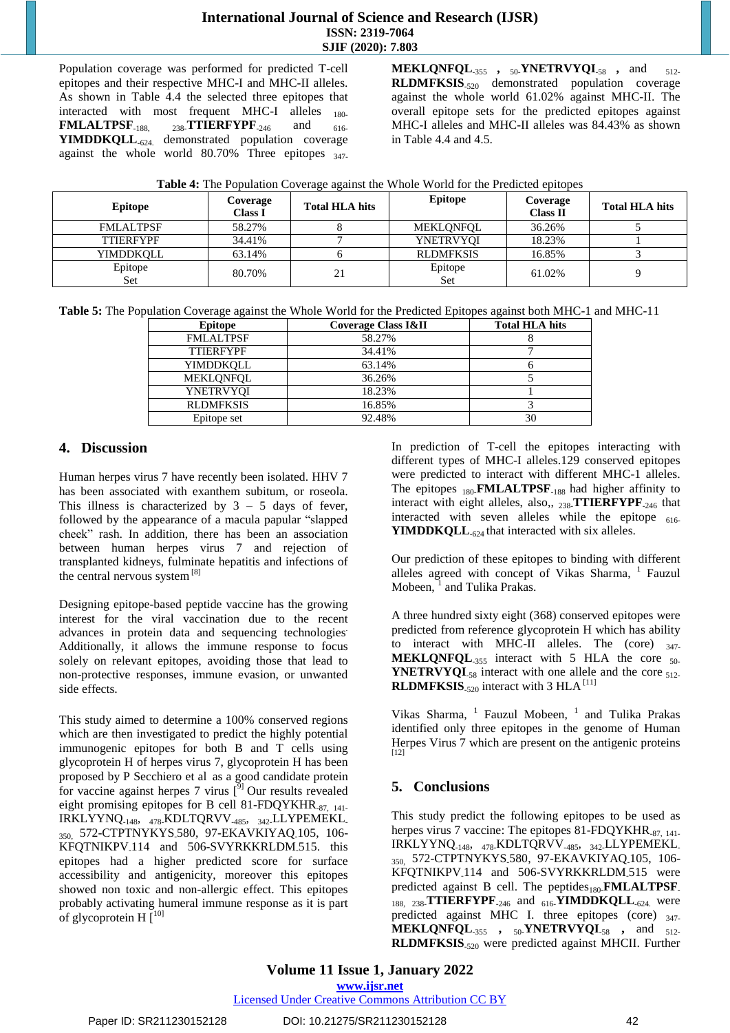Population coverage was performed for predicted T-cell epitopes and their respective MHC-I and MHC-II alleles. As shown in Table 4.4 the selected three epitopes that interacted with most frequent MHC-I alleles $_{180-}$**FMLALTPSF**$_{-188,}$ $_{238-}$**TTIERFYPF**$_{-246}$ and $_{616-}$**YIMDDKQLL**$_{-624.}$ demonstrated population coverage against the whole world 80.70% Three epitopes $_{347-}$**MEKLQNFQL**$_{-355}$ , $_{50-}$**YNETRVYQI**$_{-58}$ , and $_{512-}$**RLDMFKSIS**$_{-520}$ demonstrated population coverage against the whole world 61.02% against MHC-II. The overall epitope sets for the predicted epitopes against MHC-I alleles and MHC-II alleles was 84.43% as shown in Table 4.4 and 4.5.

**Table 4:** The Population Coverage against the Whole World for the Predicted epitopes

| Epitope | Coverage Class I | Total HLA hits | Epitope | Coverage Class II | Total HLA hits |
|---|---|---|---|---|---|
| FMLALTPSF | 58.27% | 8 | MEKLQNFQL | 36.26% | 5 |
| TTIERFYPF | 34.41% | 7 | YNETRVYQI | 18.23% | 1 |
| YIMDDKQLL | 63.14% | 6 | RLDMFKSIS | 16.85% | 3 |
| Epitope Set | 80.70% | 21 | Epitope Set | 61.02% | 9 |

**Table 5:** The Population Coverage against the Whole World for the Predicted Epitopes against both MHC-1 and MHC-11

| Epitope | Coverage Class I&II | Total HLA hits |
|---|---|---|
| FMLALTPSF | 58.27% | 8 |
| TTIERFYPF | 34.41% | 7 |
| YIMDDKQLL | 63.14% | 6 |
| MEKLQNFQL | 36.26% | 5 |
| YNETRVYQI | 18.23% | 1 |
| RLDMFKSIS | 16.85% | 3 |
| Epitope set | 92.48% | 30 |

## 4. Discussion

Human herpes virus 7 have recently been isolated. HHV 7 has been associated with exanthem subitum, or roseola. This illness is characterized by 3 – 5 days of fever, followed by the appearance of a macula papular "slapped cheek" rash. In addition, there has been an association between human herpes virus 7 and rejection of transplanted kidneys, fulminate hepatitis and infections of the central nervous system [8]

Designing epitope-based peptide vaccine has the growing interest for the viral vaccination due to the recent advances in protein data and sequencing technologies. Additionally, it allows the immune response to focus solely on relevant epitopes, avoiding those that lead to non-protective responses, immune evasion, or unwanted side effects.

This study aimed to determine a 100% conserved regions which are then investigated to predict the highly potential immunogenic epitopes for both B and T cells using glycoprotein H of herpes virus 7, glycoprotein H has been proposed by P Secchiero et al as a good candidate protein for vaccine against herpes 7 virus [9] Our results revealed eight promising epitopes for B cell 81-FDQYKHR$_{-87,}$ $_{141-}$IRKLYYNQ$_{-148}$, $_{478-}$KDLTQRVV$_{-485}$, $_{342-}$LLYPEMEKL$_{-350,}$ 572-CTPTNYKYS$_{-}$580, 97-EKAVKIYAQ$_{-}$105, 106-KFQTNIKPV$_{-}$114 and 506-SVYRKKRLDM$_{-}$515. this epitopes had a higher predicted score for surface accessibility and antigenicity, moreover this epitopes showed non toxic and non-allergic effect. This epitopes probably activating humeral immune response as it is part of glycoprotein H [10]

In prediction of T-cell the epitopes interacting with different types of MHC-I alleles.129 conserved epitopes were predicted to interact with different MHC-1 alleles. The epitopes $_{180-}$**FMLALTPSF**$_{-188}$ had higher affinity to interact with eight alleles, also,, $_{238-}$**TTIERFYPF**$_{-246}$ that interacted with seven alleles while the epitope $_{616-}$**YIMDDKQLL**$_{-624}$ that interacted with six alleles.

Our prediction of these epitopes to binding with different alleles agreed with concept of Vikas Sharma, [1] Fauzul Mobeen, [1] and Tulika Prakas.

A three hundred sixty eight (368) conserved epitopes were predicted from reference glycoprotein H which has ability to interact with MHC-II alleles. The (core) $_{347-}$**MEKLQNFQL**$_{-355}$ interact with 5 HLA the core $_{50-}$**YNETRVYQI**$_{-58}$ interact with one allele and the core $_{512-}$**RLDMFKSIS**$_{-520}$ interact with 3 HLA [11]

Vikas Sharma, [1] Fauzul Mobeen, [1] and Tulika Prakas identified only three epitopes in the genome of Human Herpes Virus 7 which are present on the antigenic proteins [12]

## 5. Conclusions

This study predict the following epitopes to be used as herpes virus 7 vaccine: The epitopes 81-FDQYKHR$_{-87,}$ $_{141-}$IRKLYYNQ$_{-148}$, $_{478-}$KDLTQRVV$_{-485}$, $_{342-}$LLYPEMEKL$_{-350,}$ 572-CTPTNYKYS$_{-}$580, 97-EKAVKIYAQ$_{-}$105, 106-KFQTNIKPV$_{-}$114 and 506-SVYRKKRLDM$_{-}$515 were predicted against B cell. The peptides$_{180-}$**FMLALTPSF**$_{-188,}$ $_{238-}$**TTIERFYPF**$_{-246}$ and $_{616-}$**YIMDDKQLL**$_{-624.}$ were predicted against MHC I. three epitopes (core) $_{347-}$**MEKLQNFQL**$_{-355}$ , $_{50-}$**YNETRVYQI**$_{-58}$ , and $_{512-}$**RLDMFKSIS**$_{-520}$ were predicted against MHCII. Further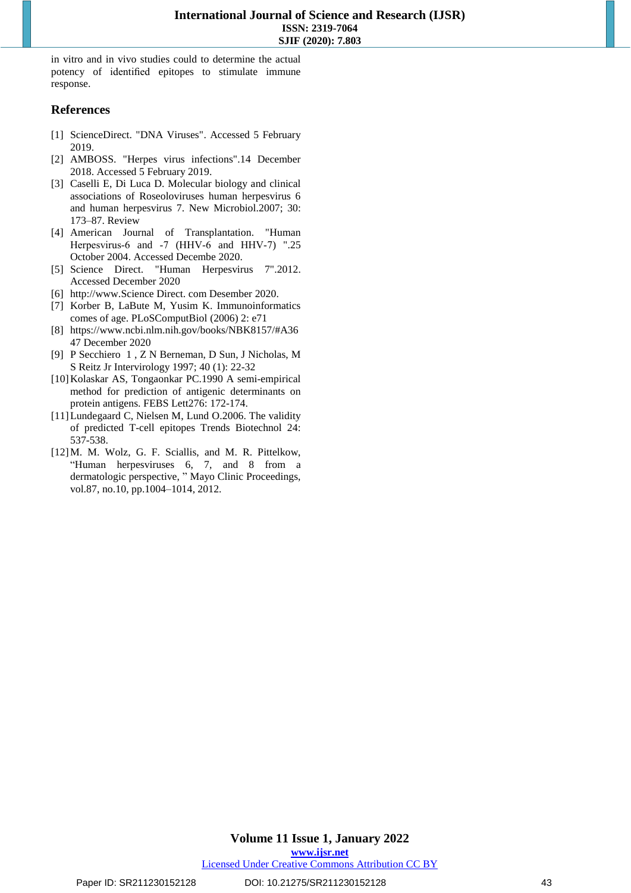in vitro and in vivo studies could to determine the actual potency of identified epitopes to stimulate immune response.

## References

[1] ScienceDirect. "DNA Viruses". Accessed 5 February 2019.
[2] AMBOSS. "Herpes virus infections".14 December 2018. Accessed 5 February 2019.
[3] Caselli E, Di Luca D. Molecular biology and clinical associations of Roseoloviruses human herpesvirus 6 and human herpesvirus 7. New Microbiol.2007; 30: 173–87. Review
[4] American Journal of Transplantation. "Human Herpesvirus-6 and -7 (HHV-6 and HHV-7) ".25 October 2004. Accessed Decembe 2020.
[5] Science Direct. "Human Herpesvirus 7".2012. Accessed December 2020
[6] http://www.Science Direct. com Desember 2020.
[7] Korber B, LaBute M, Yusim K. Immunoinformatics comes of age. PLoSComputBiol (2006) 2: e71
[8] https://www.ncbi.nlm.nih.gov/books/NBK8157/#A36 47 December 2020
[9] P Secchiero 1 , Z N Berneman, D Sun, J Nicholas, M S Reitz Jr Intervirology 1997; 40 (1): 22-32
[10] Kolaskar AS, Tongaonkar PC.1990 A semi-empirical method for prediction of antigenic determinants on protein antigens. FEBS Lett276: 172-174.
[11] Lundegaard C, Nielsen M, Lund O.2006. The validity of predicted T-cell epitopes Trends Biotechnol 24: 537-538.
[12] M. M. Wolz, G. F. Sciallis, and M. R. Pittelkow, “Human herpesviruses 6, 7, and 8 from a dermatologic perspective, ” Mayo Clinic Proceedings, vol.87, no.10, pp.1004–1014, 2012.